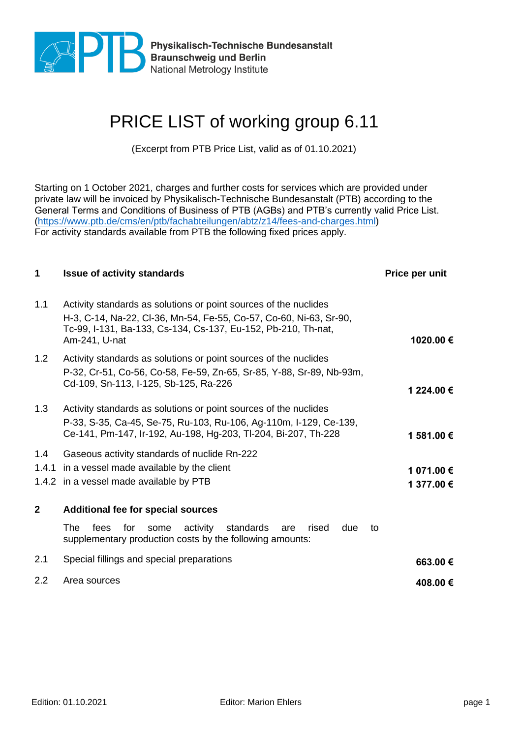# PRICE LIST of working group 6.11

(Excerpt from PTB Price List, valid as of 01.10.2021)

Starting on 1 October 2021, charges and further costs for services which are provided under private law will be invoiced by Physikalisch-Technische Bundesanstalt (PTB) according to the General Terms and Conditions of Business of PTB (AGBs) and PTB's currently valid Price List. (https://www.ptb.de/cms/en/ptb/fachabteilungen/abtz/z14/fees-and-charges.html)
For activity standards available from PTB the following fixed prices apply.

| | | Price per unit |
|---|---|---|
| **1** | **Issue of activity standards** | |
| 1.1 | Activity standards as solutions or point sources of the nuclides H-3, C-14, Na-22, Cl-36, Mn-54, Fe-55, Co-57, Co-60, Ni-63, Sr-90, Tc-99, I-131, Ba-133, Cs-134, Cs-137, Eu-152, Pb-210, Th-nat, Am-241, U-nat | **1020.00 €** |
| 1.2 | Activity standards as solutions or point sources of the nuclides P-32, Cr-51, Co-56, Co-58, Fe-59, Zn-65, Sr-85, Y-88, Sr-89, Nb-93m, Cd-109, Sn-113, I-125, Sb-125, Ra-226 | **1 224.00 €** |
| 1.3 | Activity standards as solutions or point sources of the nuclides P-33, S-35, Ca-45, Se-75, Ru-103, Ru-106, Ag-110m, I-129, Ce-139, Ce-141, Pm-147, Ir-192, Au-198, Hg-203, Tl-204, Bi-207, Th-228 | **1 581.00 €** |
| 1.4 | Gaseous activity standards of nuclide Rn-222 | |
| 1.4.1 | in a vessel made available by the client | **1 071.00 €** |
| 1.4.2 | in a vessel made available by PTB | **1 377.00 €** |
| **2** | **Additional fee for special sources** | |
| | The fees for some activity standards are rised due to supplementary production costs by the following amounts: | |
| 2.1 | Special fillings and special preparations | **663.00 €** |
| 2.2 | Area sources | **408.00 €** |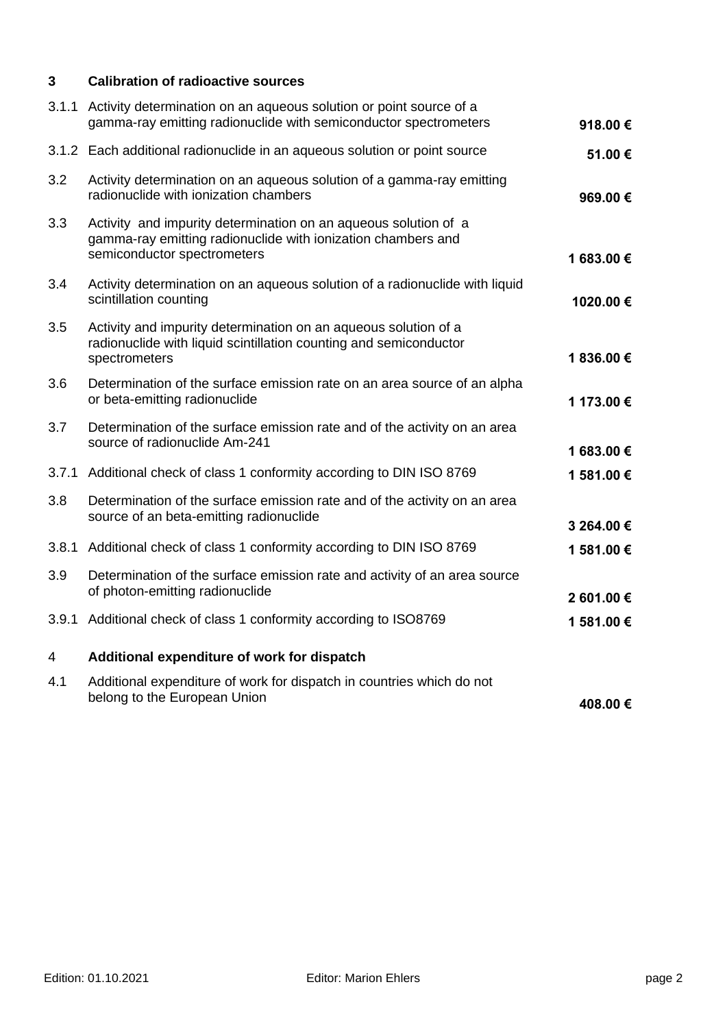| | | |
|---|---|---|
| **3** | **Calibration of radioactive sources** | |
| 3.1.1 | Activity determination on an aqueous solution or point source of a gamma-ray emitting radionuclide with semiconductor spectrometers | **918.00 €** |
| 3.1.2 | Each additional radionuclide in an aqueous solution or point source | **51.00 €** |
| 3.2 | Activity determination on an aqueous solution of a gamma-ray emitting radionuclide with ionization chambers | **969.00 €** |
| 3.3 | Activity and impurity determination on an aqueous solution of a gamma-ray emitting radionuclide with ionization chambers and semiconductor spectrometers | **1 683.00 €** |
| 3.4 | Activity determination on an aqueous solution of a radionuclide with liquid scintillation counting | **1020.00 €** |
| 3.5 | Activity and impurity determination on an aqueous solution of a radionuclide with liquid scintillation counting and semiconductor spectrometers | **1 836.00 €** |
| 3.6 | Determination of the surface emission rate on an area source of an alpha or beta-emitting radionuclide | **1 173.00 €** |
| 3.7 | Determination of the surface emission rate and of the activity on an area source of radionuclide Am-241 | **1 683.00 €** |
| 3.7.1 | Additional check of class 1 conformity according to DIN ISO 8769 | **1 581.00 €** |
| 3.8 | Determination of the surface emission rate and of the activity on an area source of an beta-emitting radionuclide | **3 264.00 €** |
| 3.8.1 | Additional check of class 1 conformity according to DIN ISO 8769 | **1 581.00 €** |
| 3.9 | Determination of the surface emission rate and activity of an area source of photon-emitting radionuclide | **2 601.00 €** |
| 3.9.1 | Additional check of class 1 conformity according to ISO8769 | **1 581.00 €** |
| 4 | **Additional expenditure of work for dispatch** | |
| 4.1 | Additional expenditure of work for dispatch in countries which do not belong to the European Union | **408.00 €** |

Edition: 01.10.2021 Editor: Marion Ehlers